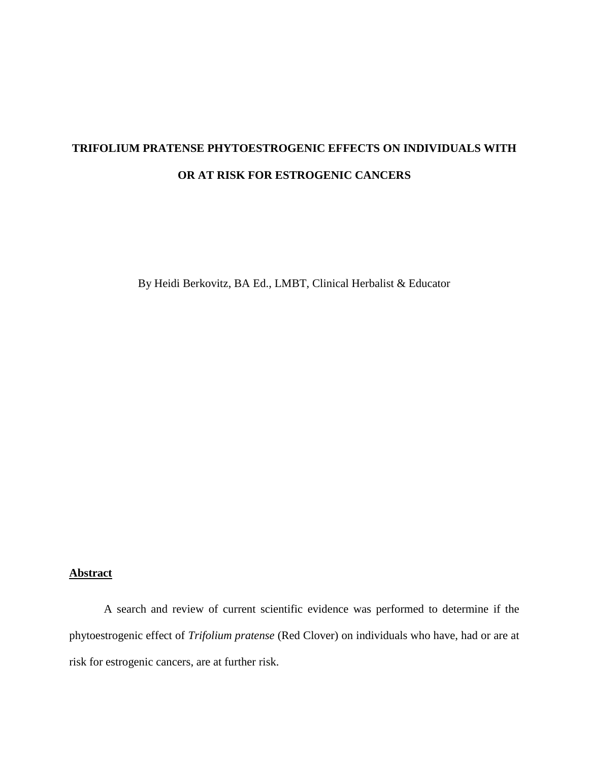# TRIFOLIUM PRATENSE PHYTOESTROGENIC EFFECTS ON INDIVIDUALS WITH OR AT RISK FOR ESTROGENIC CANCERS

By Heidi Berkovitz, BA Ed., LMBT, Clinical Herbalist & Educator

## Abstract

A search and review of current scientific evidence was performed to determine if the phytoestrogenic effect of *Trifolium pratense* (Red Clover) on individuals who have, had or are at risk for estrogenic cancers, are at further risk.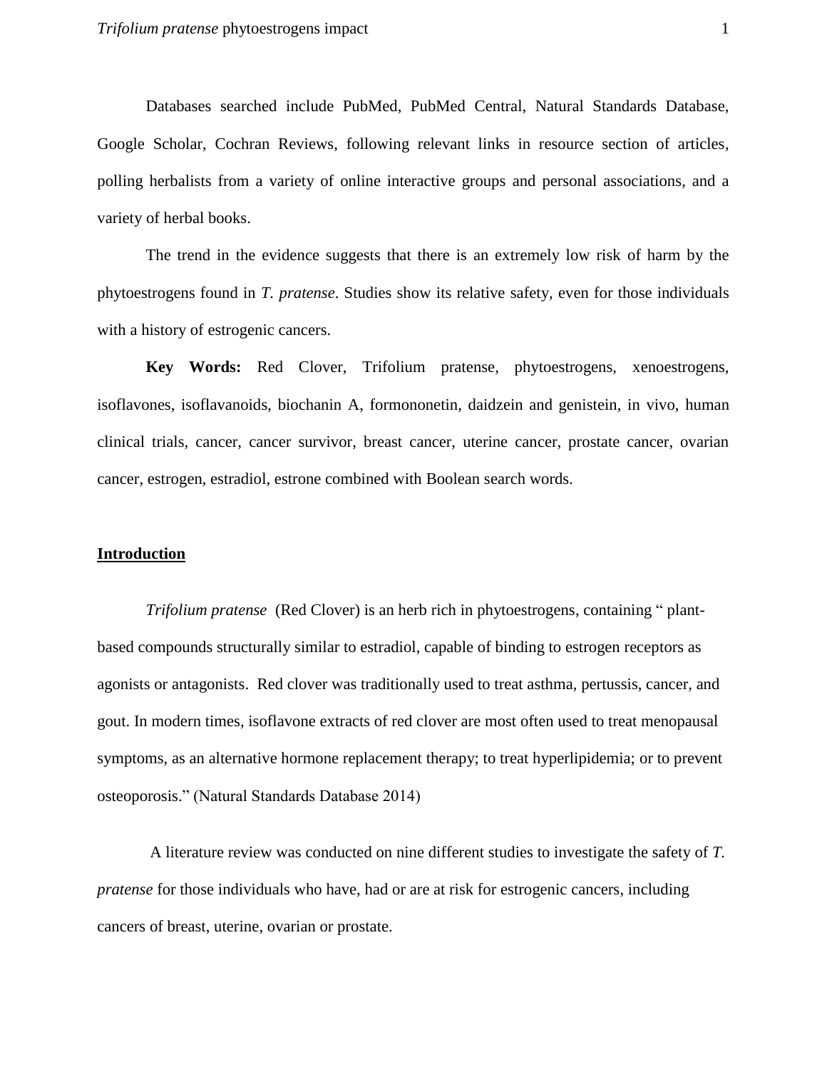Databases searched include PubMed, PubMed Central, Natural Standards Database, Google Scholar, Cochran Reviews, following relevant links in resource section of articles, polling herbalists from a variety of online interactive groups and personal associations, and a variety of herbal books.

The trend in the evidence suggests that there is an extremely low risk of harm by the phytoestrogens found in *T. pratense*. Studies show its relative safety, even for those individuals with a history of estrogenic cancers.

**Key Words:** Red Clover, Trifolium pratense, phytoestrogens, xenoestrogens, isoflavones, isoflavanoids, biochanin A, formononetin, daidzein and genistein, in vivo, human clinical trials, cancer, cancer survivor, breast cancer, uterine cancer, prostate cancer, ovarian cancer, estrogen, estradiol, estrone combined with Boolean search words.

## Introduction

*Trifolium pratense* (Red Clover) is an herb rich in phytoestrogens, containing " plant-based compounds structurally similar to estradiol, capable of binding to estrogen receptors as agonists or antagonists. Red clover was traditionally used to treat asthma, pertussis, cancer, and gout. In modern times, isoflavone extracts of red clover are most often used to treat menopausal symptoms, as an alternative hormone replacement therapy; to treat hyperlipidemia; or to prevent osteoporosis." (Natural Standards Database 2014)

A literature review was conducted on nine different studies to investigate the safety of *T. pratense* for those individuals who have, had or are at risk for estrogenic cancers, including cancers of breast, uterine, ovarian or prostate.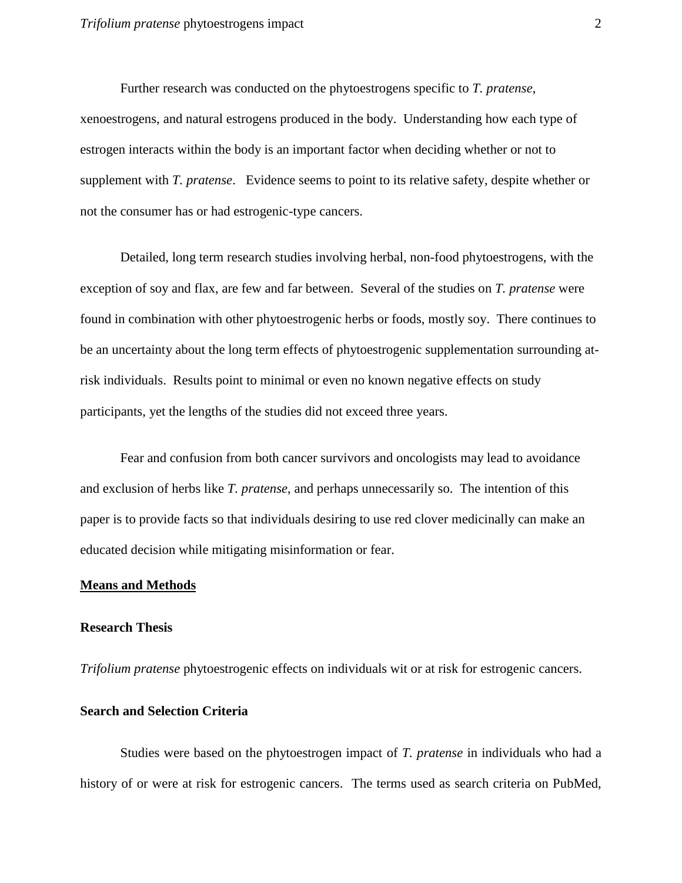Further research was conducted on the phytoestrogens specific to *T. pratense*, xenoestrogens, and natural estrogens produced in the body. Understanding how each type of estrogen interacts within the body is an important factor when deciding whether or not to supplement with *T. pratense*. Evidence seems to point to its relative safety, despite whether or not the consumer has or had estrogenic-type cancers.

Detailed, long term research studies involving herbal, non-food phytoestrogens, with the exception of soy and flax, are few and far between. Several of the studies on *T. pratense* were found in combination with other phytoestrogenic herbs or foods, mostly soy. There continues to be an uncertainty about the long term effects of phytoestrogenic supplementation surrounding at-risk individuals. Results point to minimal or even no known negative effects on study participants, yet the lengths of the studies did not exceed three years.

Fear and confusion from both cancer survivors and oncologists may lead to avoidance and exclusion of herbs like *T. pratense*, and perhaps unnecessarily so. The intention of this paper is to provide facts so that individuals desiring to use red clover medicinally can make an educated decision while mitigating misinformation or fear.

## **Means and Methods**

### Research Thesis

*Trifolium pratense* phytoestrogenic effects on individuals wit or at risk for estrogenic cancers.

### Search and Selection Criteria

Studies were based on the phytoestrogen impact of *T. pratense* in individuals who had a history of or were at risk for estrogenic cancers. The terms used as search criteria on PubMed,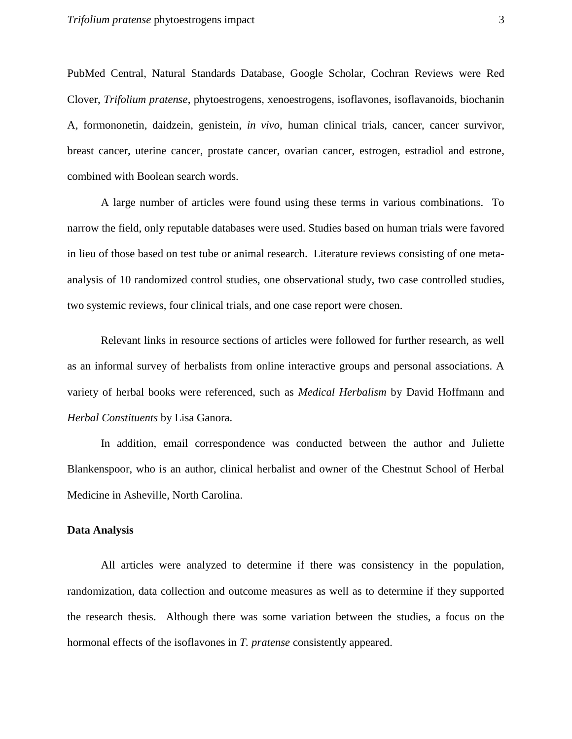PubMed Central, Natural Standards Database, Google Scholar, Cochran Reviews were Red Clover, *Trifolium pratense*, phytoestrogens, xenoestrogens, isoflavones, isoflavanoids, biochanin A, formononetin, daidzein, genistein, *in vivo*, human clinical trials, cancer, cancer survivor, breast cancer, uterine cancer, prostate cancer, ovarian cancer, estrogen, estradiol and estrone, combined with Boolean search words.

A large number of articles were found using these terms in various combinations. To narrow the field, only reputable databases were used. Studies based on human trials were favored in lieu of those based on test tube or animal research. Literature reviews consisting of one meta-analysis of 10 randomized control studies, one observational study, two case controlled studies, two systemic reviews, four clinical trials, and one case report were chosen.

Relevant links in resource sections of articles were followed for further research, as well as an informal survey of herbalists from online interactive groups and personal associations. A variety of herbal books were referenced, such as *Medical Herbalism* by David Hoffmann and *Herbal Constituents* by Lisa Ganora.

In addition, email correspondence was conducted between the author and Juliette Blankenspoor, who is an author, clinical herbalist and owner of the Chestnut School of Herbal Medicine in Asheville, North Carolina.

**Data Analysis**

All articles were analyzed to determine if there was consistency in the population, randomization, data collection and outcome measures as well as to determine if they supported the research thesis. Although there was some variation between the studies, a focus on the hormonal effects of the isoflavones in *T. pratense* consistently appeared.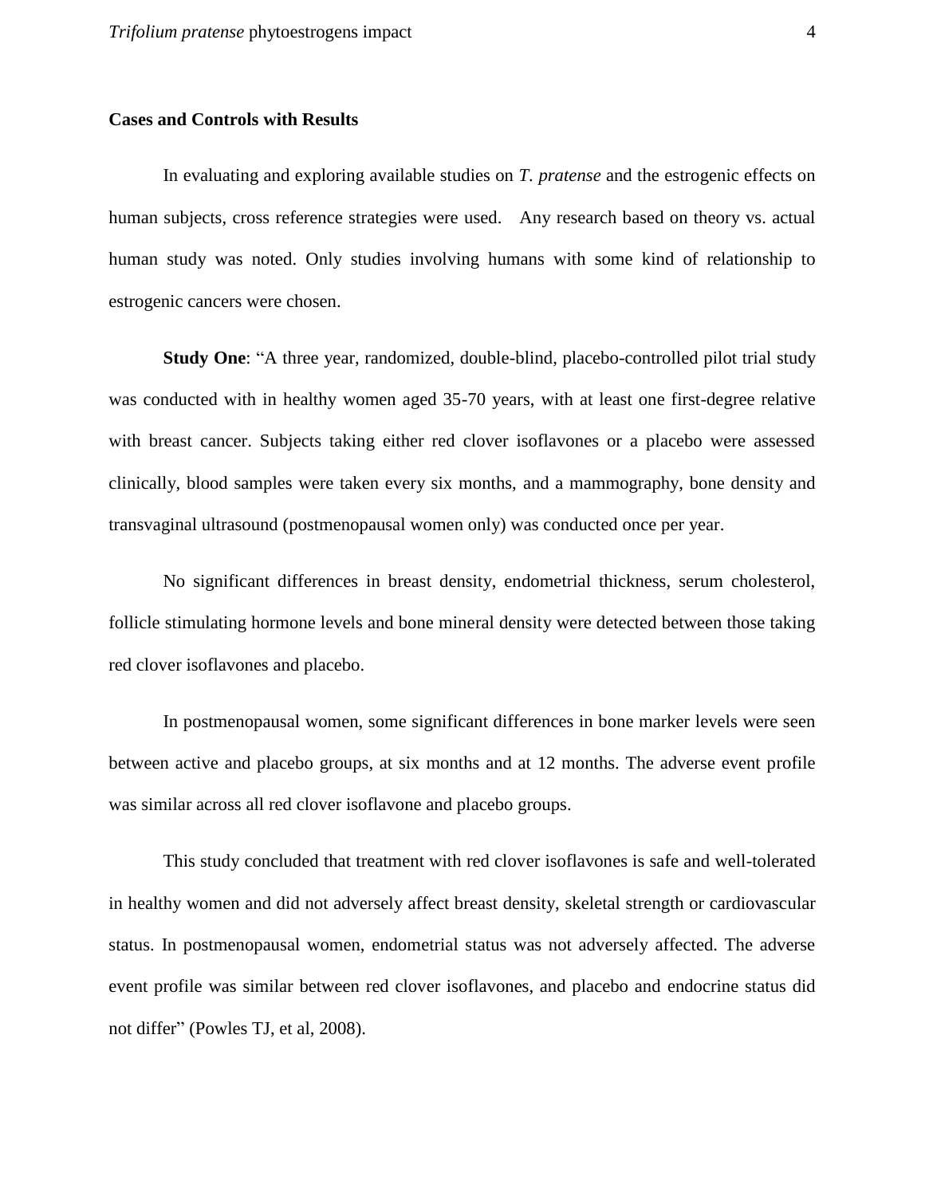**Cases and Controls with Results**

In evaluating and exploring available studies on *T. pratense* and the estrogenic effects on human subjects, cross reference strategies were used.  Any research based on theory vs. actual human study was noted. Only studies involving humans with some kind of relationship to estrogenic cancers were chosen.

**Study One**: "A three year, randomized, double-blind, placebo-controlled pilot trial study was conducted with in healthy women aged 35-70 years, with at least one first-degree relative with breast cancer. Subjects taking either red clover isoflavones or a placebo were assessed clinically, blood samples were taken every six months, and a mammography, bone density and transvaginal ultrasound (postmenopausal women only) was conducted once per year.

No significant differences in breast density, endometrial thickness, serum cholesterol, follicle stimulating hormone levels and bone mineral density were detected between those taking red clover isoflavones and placebo.

In postmenopausal women, some significant differences in bone marker levels were seen between active and placebo groups, at six months and at 12 months. The adverse event profile was similar across all red clover isoflavone and placebo groups.

This study concluded that treatment with red clover isoflavones is safe and well-tolerated in healthy women and did not adversely affect breast density, skeletal strength or cardiovascular status. In postmenopausal women, endometrial status was not adversely affected. The adverse event profile was similar between red clover isoflavones, and placebo and endocrine status did not differ" (Powles TJ, et al, 2008).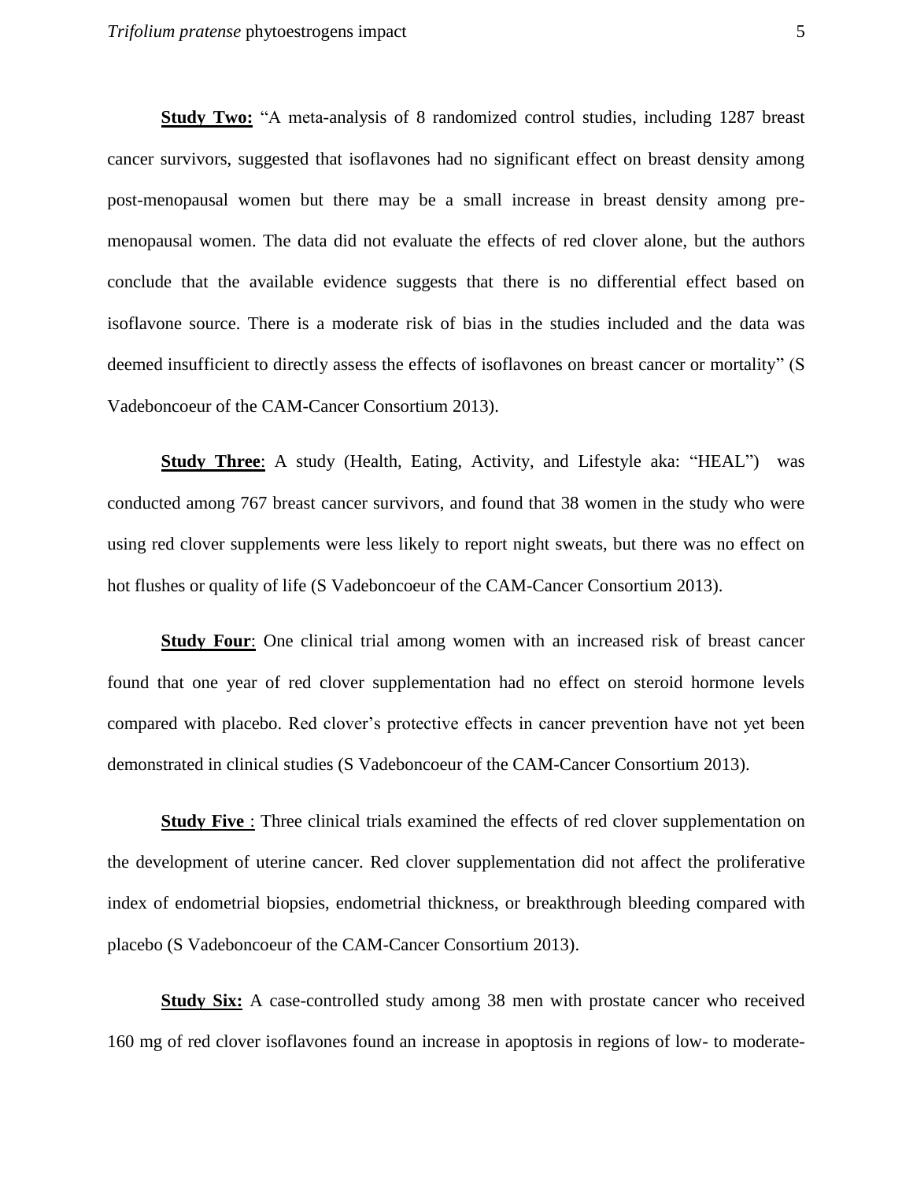**Study Two:** "A meta-analysis of 8 randomized control studies, including 1287 breast cancer survivors, suggested that isoflavones had no significant effect on breast density among post-menopausal women but there may be a small increase in breast density among pre-menopausal women. The data did not evaluate the effects of red clover alone, but the authors conclude that the available evidence suggests that there is no differential effect based on isoflavone source. There is a moderate risk of bias in the studies included and the data was deemed insufficient to directly assess the effects of isoflavones on breast cancer or mortality" (S Vadeboncoeur of the CAM-Cancer Consortium 2013).

**Study Three**: A study (Health, Eating, Activity, and Lifestyle aka: "HEAL") was conducted among 767 breast cancer survivors, and found that 38 women in the study who were using red clover supplements were less likely to report night sweats, but there was no effect on hot flushes or quality of life (S Vadeboncoeur of the CAM-Cancer Consortium 2013).

**Study Four**: One clinical trial among women with an increased risk of breast cancer found that one year of red clover supplementation had no effect on steroid hormone levels compared with placebo. Red clover's protective effects in cancer prevention have not yet been demonstrated in clinical studies (S Vadeboncoeur of the CAM-Cancer Consortium 2013).

**Study Five** : Three clinical trials examined the effects of red clover supplementation on the development of uterine cancer. Red clover supplementation did not affect the proliferative index of endometrial biopsies, endometrial thickness, or breakthrough bleeding compared with placebo (S Vadeboncoeur of the CAM-Cancer Consortium 2013).

**Study Six:** A case-controlled study among 38 men with prostate cancer who received 160 mg of red clover isoflavones found an increase in apoptosis in regions of low- to moderate-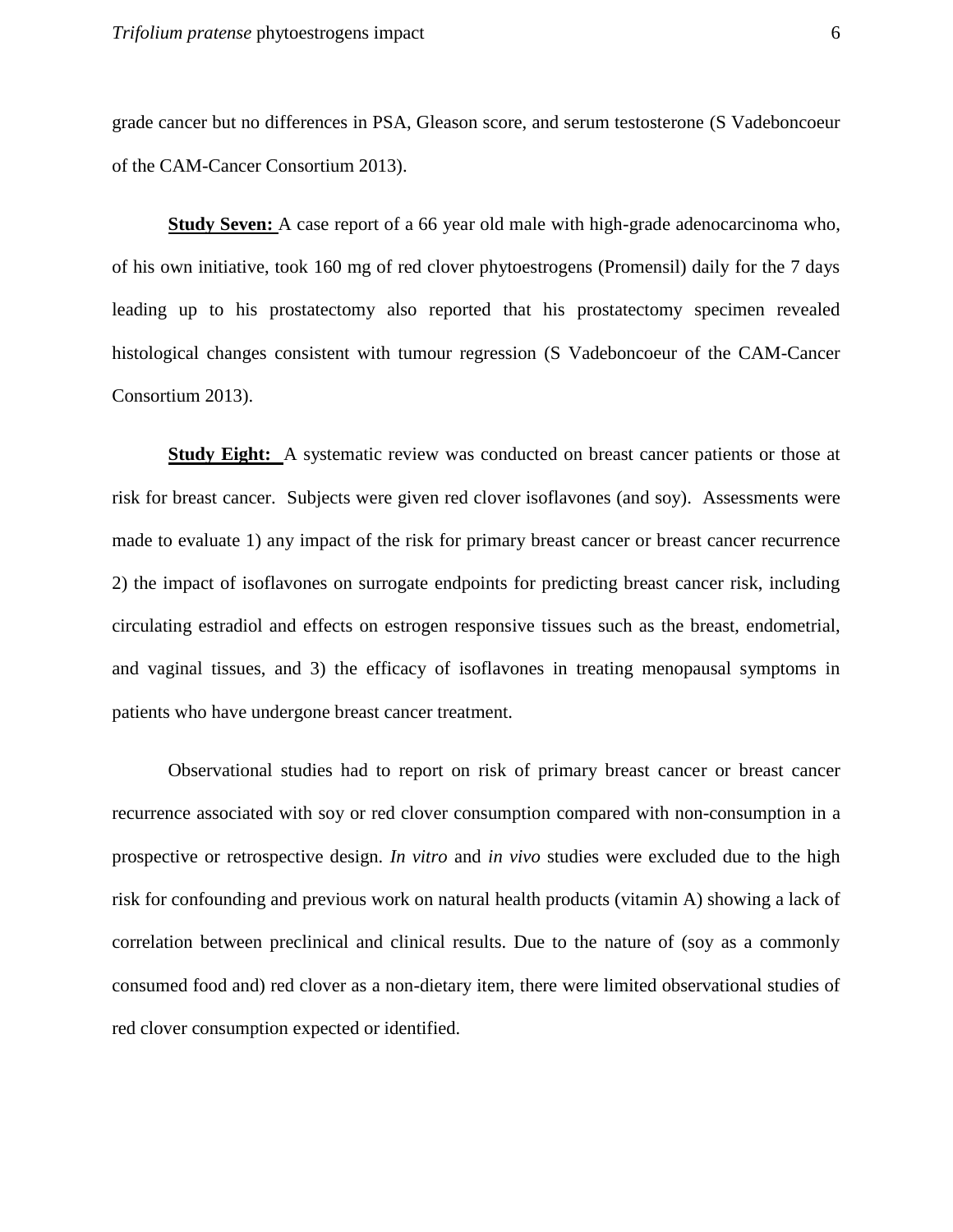grade cancer but no differences in PSA, Gleason score, and serum testosterone (S Vadeboncoeur of the CAM-Cancer Consortium 2013).

**Study Seven:** A case report of a 66 year old male with high-grade adenocarcinoma who, of his own initiative, took 160 mg of red clover phytoestrogens (Promensil) daily for the 7 days leading up to his prostatectomy also reported that his prostatectomy specimen revealed histological changes consistent with tumour regression (S Vadeboncoeur of the CAM-Cancer Consortium 2013).

**Study Eight:** A systematic review was conducted on breast cancer patients or those at risk for breast cancer. Subjects were given red clover isoflavones (and soy). Assessments were made to evaluate 1) any impact of the risk for primary breast cancer or breast cancer recurrence 2) the impact of isoflavones on surrogate endpoints for predicting breast cancer risk, including circulating estradiol and effects on estrogen responsive tissues such as the breast, endometrial, and vaginal tissues, and 3) the efficacy of isoflavones in treating menopausal symptoms in patients who have undergone breast cancer treatment.

Observational studies had to report on risk of primary breast cancer or breast cancer recurrence associated with soy or red clover consumption compared with non-consumption in a prospective or retrospective design. *In vitro* and *in vivo* studies were excluded due to the high risk for confounding and previous work on natural health products (vitamin A) showing a lack of correlation between preclinical and clinical results. Due to the nature of (soy as a commonly consumed food and) red clover as a non-dietary item, there were limited observational studies of red clover consumption expected or identified.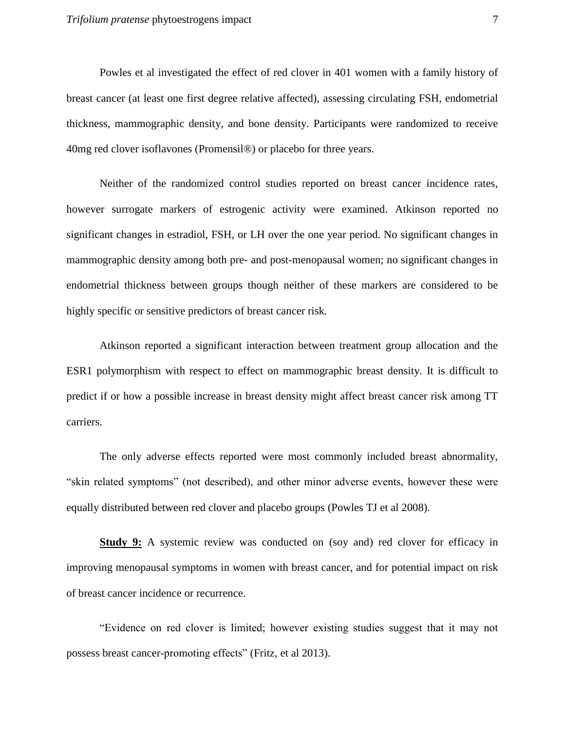Powles et al investigated the effect of red clover in 401 women with a family history of breast cancer (at least one first degree relative affected), assessing circulating FSH, endometrial thickness, mammographic density, and bone density. Participants were randomized to receive 40mg red clover isoflavones (Promensil®) or placebo for three years.

Neither of the randomized control studies reported on breast cancer incidence rates, however surrogate markers of estrogenic activity were examined. Atkinson reported no significant changes in estradiol, FSH, or LH over the one year period. No significant changes in mammographic density among both pre- and post-menopausal women; no significant changes in endometrial thickness between groups though neither of these markers are considered to be highly specific or sensitive predictors of breast cancer risk.

Atkinson reported a significant interaction between treatment group allocation and the ESR1 polymorphism with respect to effect on mammographic breast density. It is difficult to predict if or how a possible increase in breast density might affect breast cancer risk among TT carriers.

The only adverse effects reported were most commonly included breast abnormality, "skin related symptoms" (not described), and other minor adverse events, however these were equally distributed between red clover and placebo groups (Powles TJ et al 2008).

**Study 9:** A systemic review was conducted on (soy and) red clover for efficacy in improving menopausal symptoms in women with breast cancer, and for potential impact on risk of breast cancer incidence or recurrence.

"Evidence on red clover is limited; however existing studies suggest that it may not possess breast cancer-promoting effects" (Fritz, et al 2013).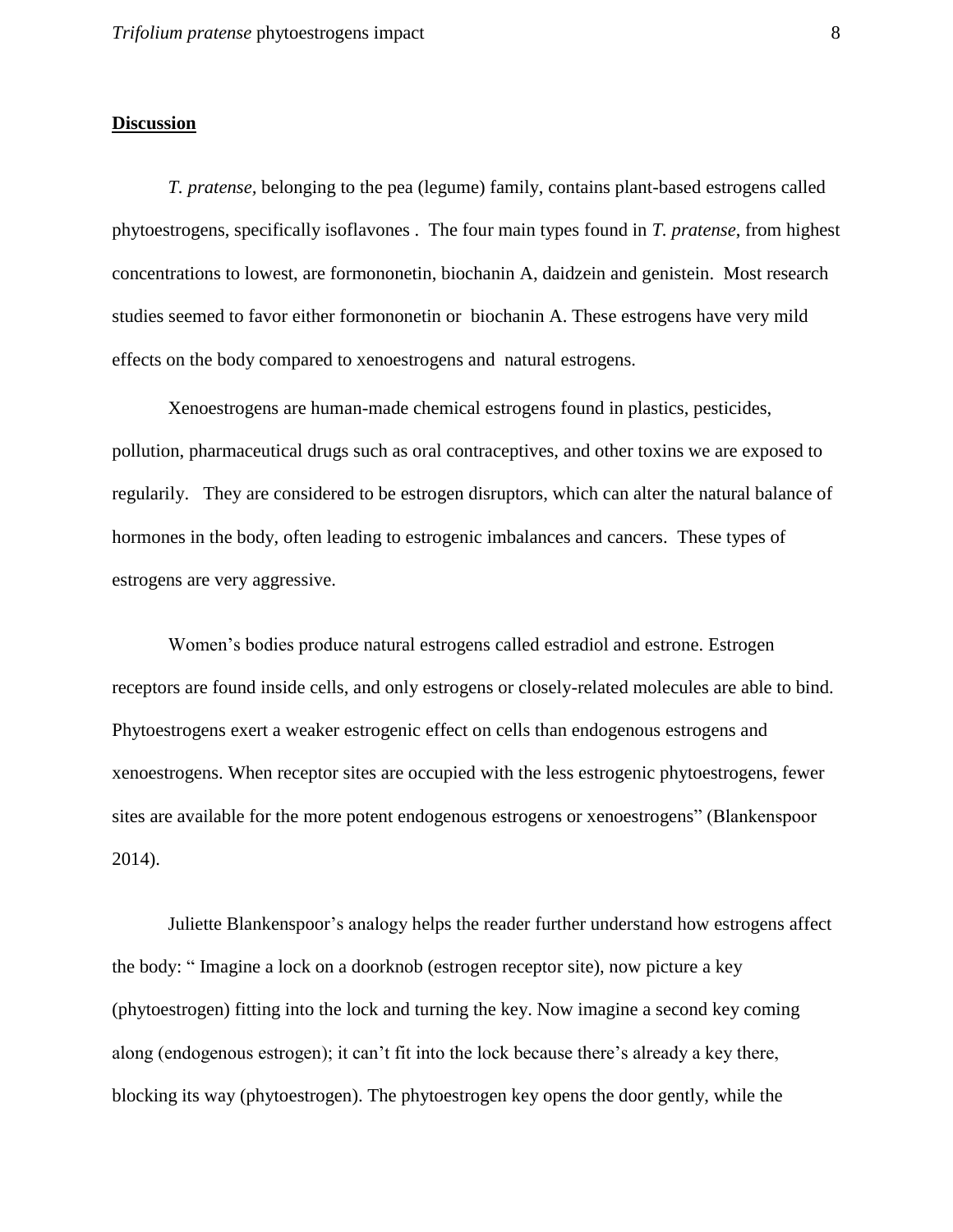## Discussion

*T. pratense*, belonging to the pea (legume) family, contains plant-based estrogens called phytoestrogens, specifically isoflavones . The four main types found in *T. pratense*, from highest concentrations to lowest, are formononetin, biochanin A, daidzein and genistein. Most research studies seemed to favor either formononetin or biochanin A. These estrogens have very mild effects on the body compared to xenoestrogens and natural estrogens.

Xenoestrogens are human-made chemical estrogens found in plastics, pesticides, pollution, pharmaceutical drugs such as oral contraceptives, and other toxins we are exposed to regularly. They are considered to be estrogen disruptors, which can alter the natural balance of hormones in the body, often leading to estrogenic imbalances and cancers. These types of estrogens are very aggressive.

Women's bodies produce natural estrogens called estradiol and estrone. Estrogen receptors are found inside cells, and only estrogens or closely-related molecules are able to bind. Phytoestrogens exert a weaker estrogenic effect on cells than endogenous estrogens and xenoestrogens. When receptor sites are occupied with the less estrogenic phytoestrogens, fewer sites are available for the more potent endogenous estrogens or xenoestrogens" (Blankenspoor 2014).

Juliette Blankenspoor's analogy helps the reader further understand how estrogens affect the body: " Imagine a lock on a doorknob (estrogen receptor site), now picture a key (phytoestrogen) fitting into the lock and turning the key. Now imagine a second key coming along (endogenous estrogen); it can't fit into the lock because there's already a key there, blocking its way (phytoestrogen). The phytoestrogen key opens the door gently, while the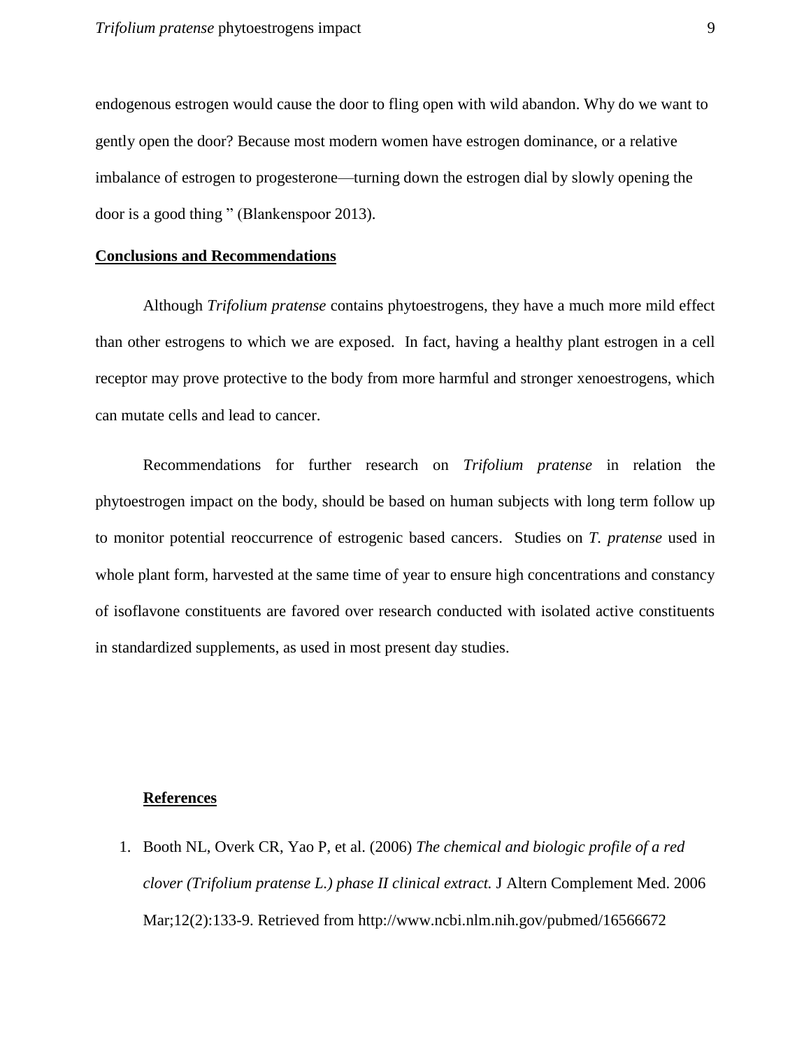endogenous estrogen would cause the door to fling open with wild abandon. Why do we want to gently open the door? Because most modern women have estrogen dominance, or a relative imbalance of estrogen to progesterone—turning down the estrogen dial by slowly opening the door is a good thing " (Blankenspoor 2013).

**Conclusions and Recommendations**

Although *Trifolium pratense* contains phytoestrogens, they have a much more mild effect than other estrogens to which we are exposed. In fact, having a healthy plant estrogen in a cell receptor may prove protective to the body from more harmful and stronger xenoestrogens, which can mutate cells and lead to cancer.

Recommendations for further research on *Trifolium pratense* in relation the phytoestrogen impact on the body, should be based on human subjects with long term follow up to monitor potential reoccurrence of estrogenic based cancers. Studies on *T. pratense* used in whole plant form, harvested at the same time of year to ensure high concentrations and constancy of isoflavone constituents are favored over research conducted with isolated active constituents in standardized supplements, as used in most present day studies.

**References**

1. Booth NL, Overk CR, Yao P, et al. (2006) *The chemical and biologic profile of a red clover (Trifolium pratense L.) phase II clinical extract.* J Altern Complement Med. 2006 Mar;12(2):133-9. Retrieved from http://www.ncbi.nlm.nih.gov/pubmed/16566672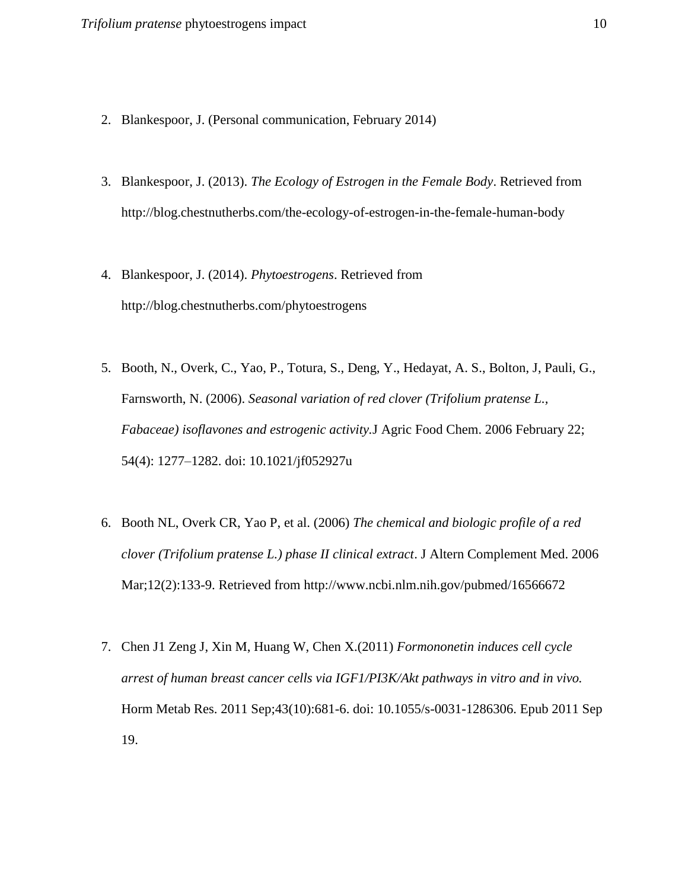2. Blankespoor, J. (Personal communication, February 2014)

3. Blankespoor, J. (2013). *The Ecology of Estrogen in the Female Body*. Retrieved from http://blog.chestnutherbs.com/the-ecology-of-estrogen-in-the-female-human-body

4. Blankespoor, J. (2014). *Phytoestrogens*. Retrieved from http://blog.chestnutherbs.com/phytoestrogens

5. Booth, N., Overk, C., Yao, P., Totura, S., Deng, Y., Hedayat, A. S., Bolton, J, Pauli, G., Farnsworth, N. (2006). *Seasonal variation of red clover (Trifolium pratense L., Fabaceae) isoflavones and estrogenic activity*.J Agric Food Chem. 2006 February 22; 54(4): 1277–1282. doi: 10.1021/jf052927u

6. Booth NL, Overk CR, Yao P, et al. (2006) *The chemical and biologic profile of a red clover (Trifolium pratense L.) phase II clinical extract*. J Altern Complement Med. 2006 Mar;12(2):133-9. Retrieved from http://www.ncbi.nlm.nih.gov/pubmed/16566672

7. Chen J1 Zeng J, Xin M, Huang W, Chen X.(2011) *Formononetin induces cell cycle arrest of human breast cancer cells via IGF1/PI3K/Akt pathways in vitro and in vivo.* Horm Metab Res. 2011 Sep;43(10):681-6. doi: 10.1055/s-0031-1286306. Epub 2011 Sep 19.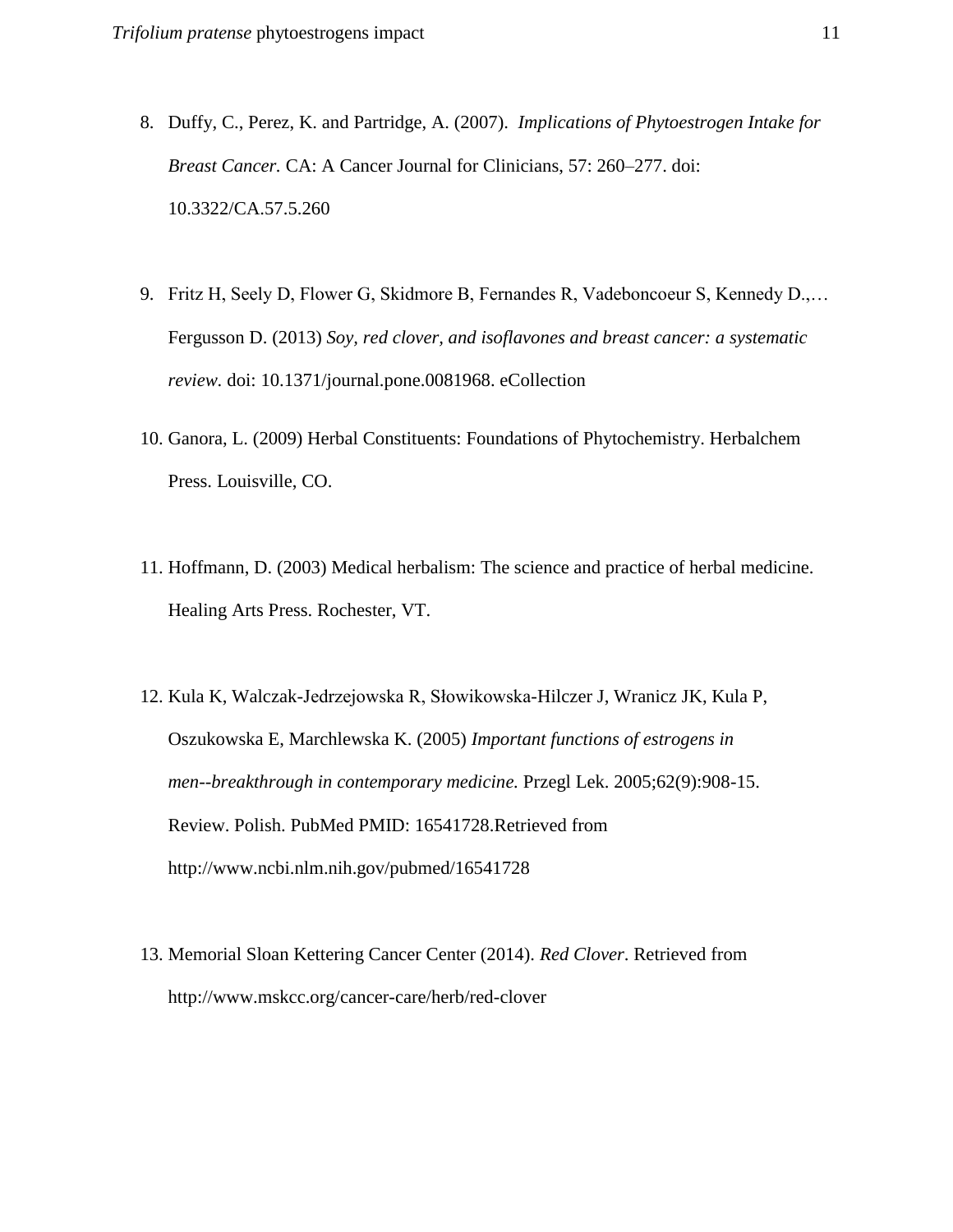8. Duffy, C., Perez, K. and Partridge, A. (2007). *Implications of Phytoestrogen Intake for Breast Cancer.* CA: A Cancer Journal for Clinicians, 57: 260–277. doi: 10.3322/CA.57.5.260

9. Fritz H, Seely D, Flower G, Skidmore B, Fernandes R, Vadeboncoeur S, Kennedy D.,… Fergusson D. (2013) *Soy, red clover, and isoflavones and breast cancer: a systematic review.* doi: 10.1371/journal.pone.0081968. eCollection

10. Ganora, L. (2009) Herbal Constituents: Foundations of Phytochemistry. Herbalchem Press. Louisville, CO.

11. Hoffmann, D. (2003) Medical herbalism: The science and practice of herbal medicine. Healing Arts Press. Rochester, VT.

12. Kula K, Walczak-Jedrzejowska R, Słowikowska-Hilczer J, Wranicz JK, Kula P, Oszukowska E, Marchlewska K. (2005) *Important functions of estrogens in men--breakthrough in contemporary medicine.* Przegl Lek. 2005;62(9):908-15. Review. Polish. PubMed PMID: 16541728.Retrieved from http://www.ncbi.nlm.nih.gov/pubmed/16541728

13. Memorial Sloan Kettering Cancer Center (2014). *Red Clover*. Retrieved from http://www.mskcc.org/cancer-care/herb/red-clover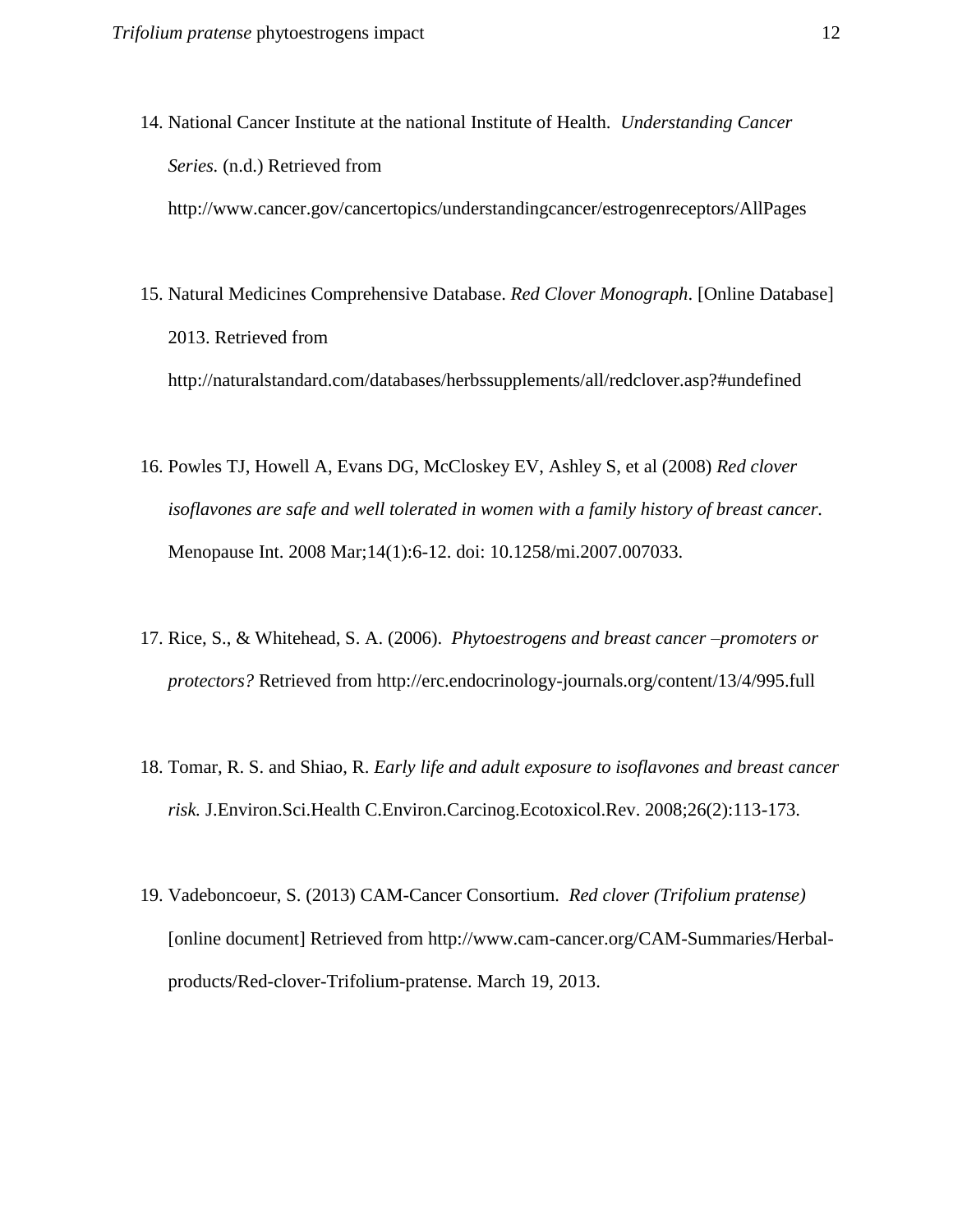14. National Cancer Institute at the national Institute of Health. *Understanding Cancer Series.* (n.d.) Retrieved from http://www.cancer.gov/cancertopics/understandingcancer/estrogenreceptors/AllPages

15. Natural Medicines Comprehensive Database. *Red Clover Monograph*. [Online Database] 2013. Retrieved from http://naturalstandard.com/databases/herbssupplements/all/redclover.asp?#undefined

16. Powles TJ, Howell A, Evans DG, McCloskey EV, Ashley S, et al (2008) *Red clover isoflavones are safe and well tolerated in women with a family history of breast cancer.* Menopause Int. 2008 Mar;14(1):6-12. doi: 10.1258/mi.2007.007033.

17. Rice, S., & Whitehead, S. A. (2006). *Phytoestrogens and breast cancer –promoters or protectors?* Retrieved from http://erc.endocrinology-journals.org/content/13/4/995.full

18. Tomar, R. S. and Shiao, R. *Early life and adult exposure to isoflavones and breast cancer risk.* J.Environ.Sci.Health C.Environ.Carcinog.Ecotoxicol.Rev. 2008;26(2):113-173.

19. Vadeboncoeur, S. (2013) CAM-Cancer Consortium. *Red clover (Trifolium pratense)* [online document] Retrieved from http://www.cam-cancer.org/CAM-Summaries/Herbal-products/Red-clover-Trifolium-pratense. March 19, 2013.